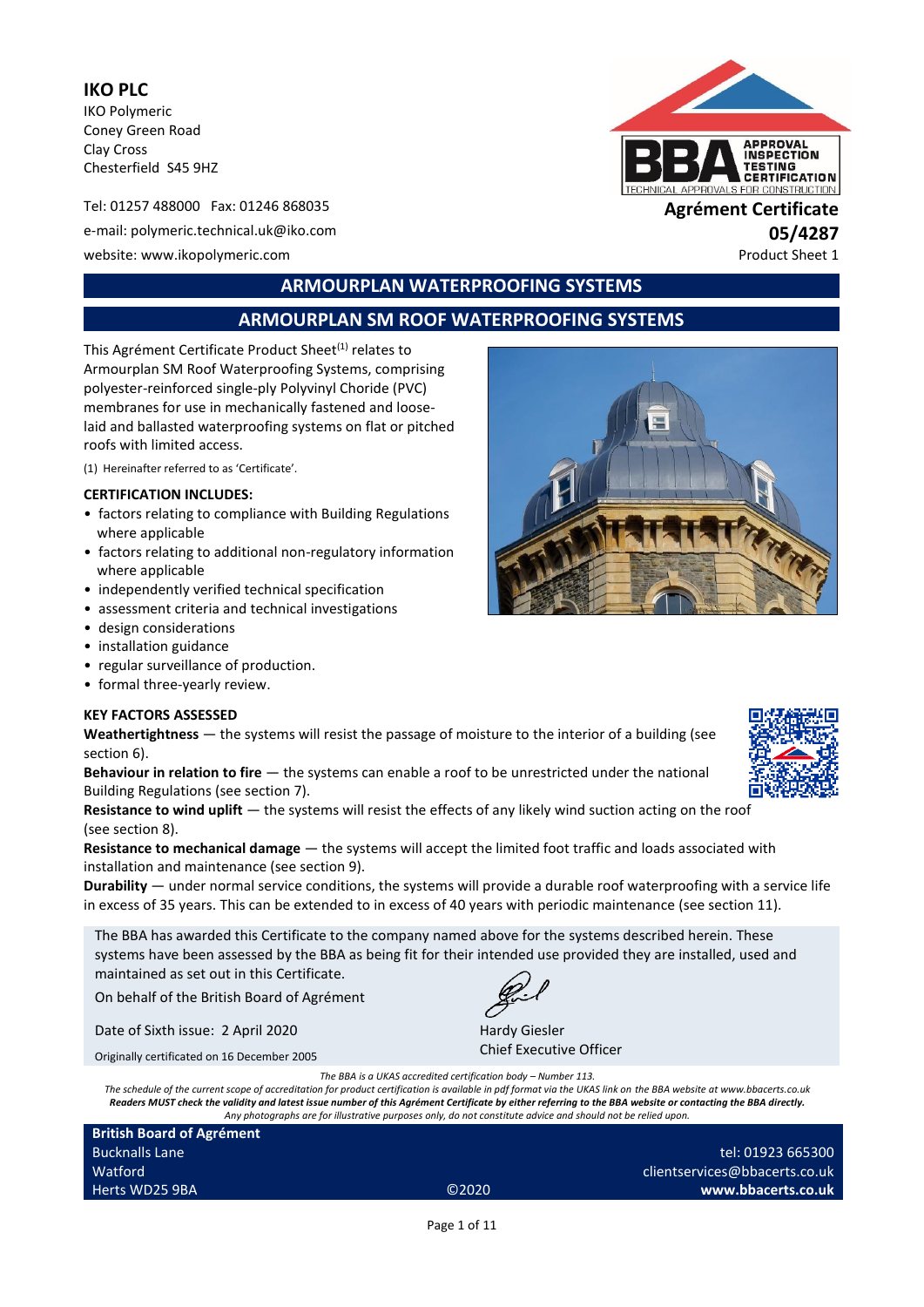**IKO PLC**

IKO Polymeric
Coney Green Road
Clay Cross
Chesterfield S45 9HZ

Tel: 01257 488000 Fax: 01246 868035

e-mail: polymeric.technical.uk@iko.com

website: www.ikopolymeric.com

**Agrément Certificate**
**05/4287**
Product Sheet 1

# ARMOURPLAN WATERPROOFING SYSTEMS

## ARMOURPLAN SM ROOF WATERPROOFING SYSTEMS

This Agrément Certificate Product Sheet[1] relates to Armourplan SM Roof Waterproofing Systems, comprising polyester-reinforced single-ply Polyvinyl Choride (PVC) membranes for use in mechanically fastened and loose-laid and ballasted waterproofing systems on flat or pitched roofs with limited access.

(1) Hereinafter referred to as 'Certificate'.

**CERTIFICATION INCLUDES:**

- factors relating to compliance with Building Regulations where applicable
- factors relating to additional non-regulatory information where applicable
- independently verified technical specification
- assessment criteria and technical investigations
- design considerations
- installation guidance
- regular surveillance of production.
- formal three-yearly review.

**KEY FACTORS ASSESSED**

**Weathertightness** — the systems will resist the passage of moisture to the interior of a building (see section 6).

**Behaviour in relation to fire** — the systems can enable a roof to be unrestricted under the national Building Regulations (see section 7).

**Resistance to wind uplift** — the systems will resist the effects of any likely wind suction acting on the roof (see section 8).

**Resistance to mechanical damage** — the systems will accept the limited foot traffic and loads associated with installation and maintenance (see section 9).

**Durability** — under normal service conditions, the systems will provide a durable roof waterproofing with a service life in excess of 35 years. This can be extended to in excess of 40 years with periodic maintenance (see section 11).

The BBA has awarded this Certificate to the company named above for the systems described herein. These systems have been assessed by the BBA as being fit for their intended use provided they are installed, used and maintained as set out in this Certificate.

On behalf of the British Board of Agrément

Date of Sixth issue: 2 April 2020

Originally certificated on 16 December 2005

Hardy Giesler
Chief Executive Officer

*The BBA is a UKAS accredited certification body – Number 113.*
*The schedule of the current scope of accreditation for product certification is available in pdf format via the UKAS link on the BBA website at www.bbacerts.co.uk*
***Readers MUST check the validity and latest issue number of this Agrément Certificate by either referring to the BBA website or contacting the BBA directly.***
*Any photographs are for illustrative purposes only, do not constitute advice and should not be relied upon.*

**British Board of Agrément**
Bucknalls Lane
Watford
Herts WD25 9BA

©2020

tel: 01923 665300
clientservices@bbacerts.co.uk
**www.bbacerts.co.uk**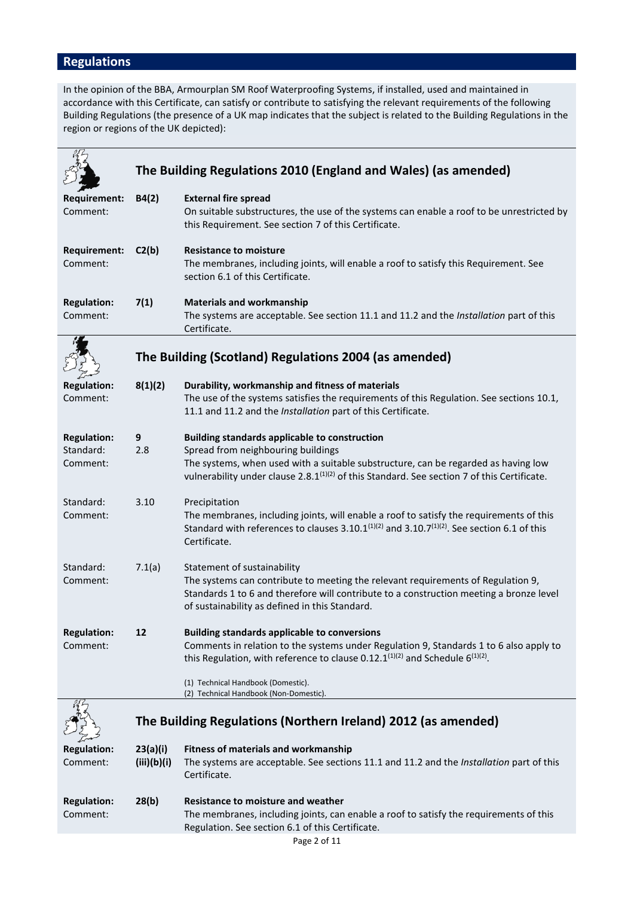## Regulations

In the opinion of the BBA, Armourplan SM Roof Waterproofing Systems, if installed, used and maintained in accordance with this Certificate, can satisfy or contribute to satisfying the relevant requirements of the following Building Regulations (the presence of a UK map indicates that the subject is related to the Building Regulations in the region or regions of the UK depicted):

### The Building Regulations 2010 (England and Wales) (as amended)

**Requirement:** **B4(2)** **External fire spread**
Comment: On suitable substructures, the use of the systems can enable a roof to be unrestricted by this Requirement. See section 7 of this Certificate.

**Requirement:** **C2(b)** **Resistance to moisture**
Comment: The membranes, including joints, will enable a roof to satisfy this Requirement. See section 6.1 of this Certificate.

**Regulation:** **7(1)** **Materials and workmanship**
Comment: The systems are acceptable. See section 11.1 and 11.2 and the *Installation* part of this Certificate.

### The Building (Scotland) Regulations 2004 (as amended)

**Regulation:** **8(1)(2)** **Durability, workmanship and fitness of materials**
Comment: The use of the systems satisfies the requirements of this Regulation. See sections 10.1, 11.1 and 11.2 and the *Installation* part of this Certificate.

**Regulation:** **9** **Building standards applicable to construction**
Standard: 2.8 Spread from neighbouring buildings
Comment: The systems, when used with a suitable substructure, can be regarded as having low vulnerability under clause 2.8.1(1)(2) of this Standard. See section 7 of this Certificate.

Standard: 3.10 Precipitation
Comment: The membranes, including joints, will enable a roof to satisfy the requirements of this Standard with references to clauses 3.10.1(1)(2) and 3.10.7(1)(2). See section 6.1 of this Certificate.

Standard: 7.1(a) Statement of sustainability
Comment: The systems can contribute to meeting the relevant requirements of Regulation 9, Standards 1 to 6 and therefore will contribute to a construction meeting a bronze level of sustainability as defined in this Standard.

**Regulation:** **12** **Building standards applicable to conversions**
Comment: Comments in relation to the systems under Regulation 9, Standards 1 to 6 also apply to this Regulation, with reference to clause 0.12.1(1)(2) and Schedule 6(1)(2).

(1) Technical Handbook (Domestic).
(2) Technical Handbook (Non-Domestic).

### The Building Regulations (Northern Ireland) 2012 (as amended)

**Regulation:** **23(a)(i)(iii)(b)(i)** **Fitness of materials and workmanship**
Comment: The systems are acceptable. See sections 11.1 and 11.2 and the *Installation* part of this Certificate.

**Regulation:** **28(b)** **Resistance to moisture and weather**
Comment: The membranes, including joints, can enable a roof to satisfy the requirements of this Regulation. See section 6.1 of this Certificate.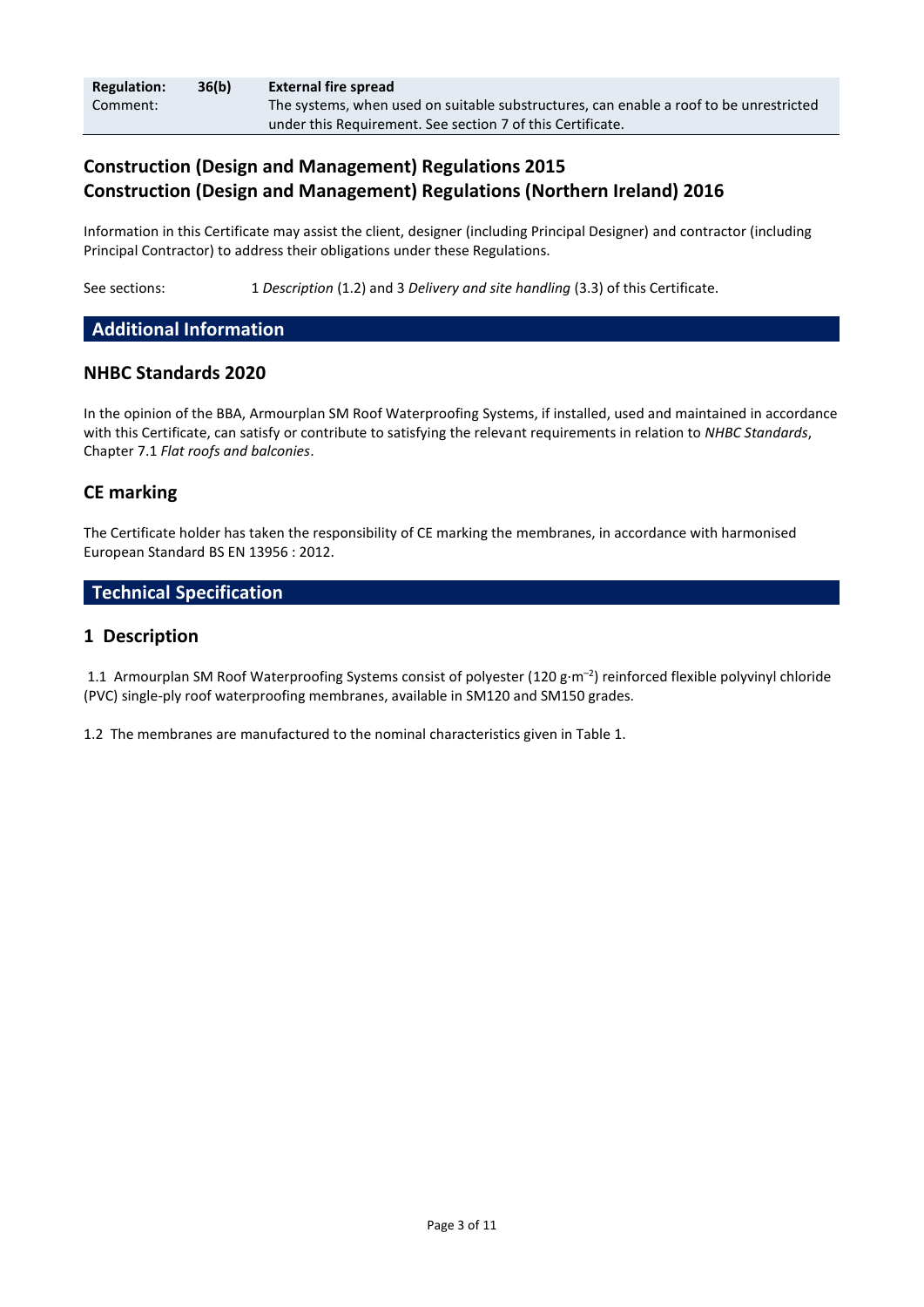| **Regulation:** | **36(b)** | **External fire spread** |
|---|---|---|
| Comment: | | The systems, when used on suitable substructures, can enable a roof to be unrestricted under this Requirement. See section 7 of this Certificate. |

## Construction (Design and Management) Regulations 2015
## Construction (Design and Management) Regulations (Northern Ireland) 2016

Information in this Certificate may assist the client, designer (including Principal Designer) and contractor (including Principal Contractor) to address their obligations under these Regulations.

See sections: 1 *Description* (1.2) and 3 *Delivery and site handling* (3.3) of this Certificate.

## Additional Information

### NHBC Standards 2020

In the opinion of the BBA, Armourplan SM Roof Waterproofing Systems, if installed, used and maintained in accordance with this Certificate, can satisfy or contribute to satisfying the relevant requirements in relation to *NHBC Standards*, Chapter 7.1 *Flat roofs and balconies*.

### CE marking

The Certificate holder has taken the responsibility of CE marking the membranes, in accordance with harmonised European Standard BS EN 13956 : 2012.

## Technical Specification

### 1 Description

1.1 Armourplan SM Roof Waterproofing Systems consist of polyester (120 $g \cdot m^{-2}$) reinforced flexible polyvinyl chloride (PVC) single-ply roof waterproofing membranes, available in SM120 and SM150 grades.

1.2 The membranes are manufactured to the nominal characteristics given in Table 1.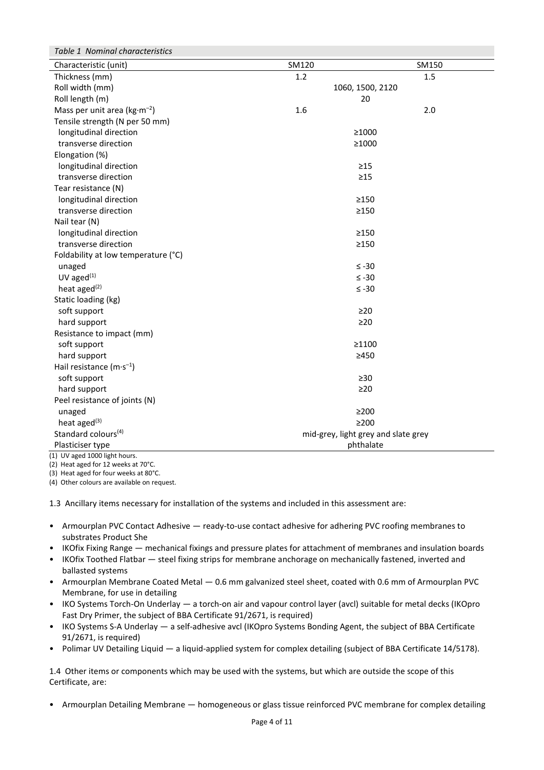*Table 1 Nominal characteristics*

| Characteristic (unit) | SM120 | SM150 |
|---|---|---|
| Thickness (mm) | 1.2 | 1.5 |
| Roll width (mm) | 1060, 1500, 2120 | |
| Roll length (m) | 20 | |
| Mass per unit area (kg·m$^{-2}$) | 1.6 | 2.0 |
| Tensile strength (N per 50 mm) | | |
| longitudinal direction | ≥1000 | |
| transverse direction | ≥1000 | |
| Elongation (%) | | |
| longitudinal direction | ≥15 | |
| transverse direction | ≥15 | |
| Tear resistance (N) | | |
| longitudinal direction | ≥150 | |
| transverse direction | ≥150 | |
| Nail tear (N) | | |
| longitudinal direction | ≥150 | |
| transverse direction | ≥150 | |
| Foldability at low temperature (°C) | | |
| unaged | ≤ -30 | |
| UV aged[(1)] | ≤ -30 | |
| heat aged[(2)] | ≤ -30 | |
| Static loading (kg) | | |
| soft support | ≥20 | |
| hard support | ≥20 | |
| Resistance to impact (mm) | | |
| soft support | ≥1100 | |
| hard support | ≥450 | |
| Hail resistance (m·s$^{-1}$) | | |
| soft support | ≥30 | |
| hard support | ≥20 | |
| Peel resistance of joints (N) | | |
| unaged | ≥200 | |
| heat aged[(3)] | ≥200 | |
| Standard colours[(4)] | mid-grey, light grey and slate grey | |
| Plasticiser type | phthalate | |

(1) UV aged 1000 light hours.
(2) Heat aged for 12 weeks at 70°C.
(3) Heat aged for four weeks at 80°C.
(4) Other colours are available on request.

1.3 Ancillary items necessary for installation of the systems and included in this assessment are:

- Armourplan PVC Contact Adhesive — ready-to-use contact adhesive for adhering PVC roofing membranes to substrates Product She
- IKOfix Fixing Range — mechanical fixings and pressure plates for attachment of membranes and insulation boards
- IKOfix Toothed Flatbar — steel fixing strips for membrane anchorage on mechanically fastened, inverted and ballasted systems
- Armourplan Membrane Coated Metal — 0.6 mm galvanized steel sheet, coated with 0.6 mm of Armourplan PVC Membrane, for use in detailing
- IKO Systems Torch-On Underlay — a torch-on air and vapour control layer (avcl) suitable for metal decks (IKOpro Fast Dry Primer, the subject of BBA Certificate 91/2671, is required)
- IKO Systems S-A Underlay — a self-adhesive avcl (IKOpro Systems Bonding Agent, the subject of BBA Certificate 91/2671, is required)
- Polimar UV Detailing Liquid — a liquid-applied system for complex detailing (subject of BBA Certificate 14/5178).

1.4 Other items or components which may be used with the systems, but which are outside the scope of this Certificate, are:

- Armourplan Detailing Membrane — homogeneous or glass tissue reinforced PVC membrane for complex detailing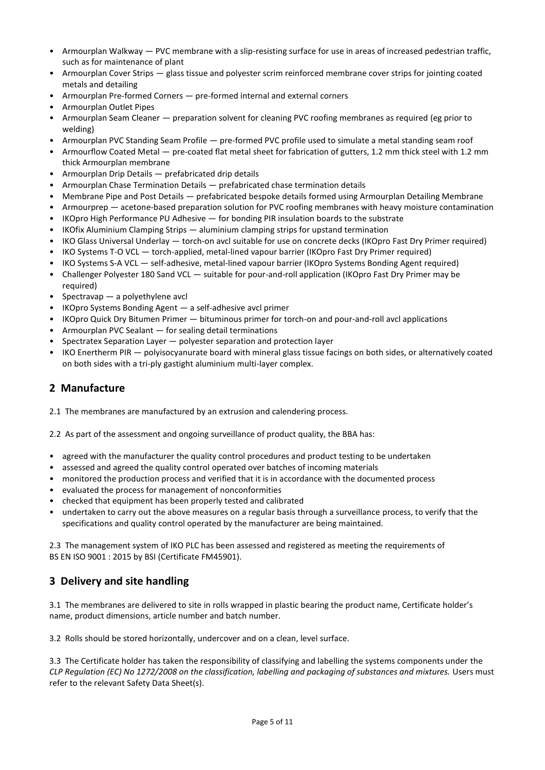- Armourplan Walkway — PVC membrane with a slip-resisting surface for use in areas of increased pedestrian traffic, such as for maintenance of plant
- Armourplan Cover Strips — glass tissue and polyester scrim reinforced membrane cover strips for jointing coated metals and detailing
- Armourplan Pre-formed Corners — pre-formed internal and external corners
- Armourplan Outlet Pipes
- Armourplan Seam Cleaner — preparation solvent for cleaning PVC roofing membranes as required (eg prior to welding)
- Armourplan PVC Standing Seam Profile — pre-formed PVC profile used to simulate a metal standing seam roof
- Armourflow Coated Metal — pre-coated flat metal sheet for fabrication of gutters, 1.2 mm thick steel with 1.2 mm thick Armourplan membrane
- Armourplan Drip Details — prefabricated drip details
- Armourplan Chase Termination Details — prefabricated chase termination details
- Membrane Pipe and Post Details — prefabricated bespoke details formed using Armourplan Detailing Membrane
- Armourprep — acetone-based preparation solution for PVC roofing membranes with heavy moisture contamination
- IKOpro High Performance PU Adhesive — for bonding PIR insulation boards to the substrate
- IKOfix Aluminium Clamping Strips — aluminium clamping strips for upstand termination
- IKO Glass Universal Underlay — torch-on avcl suitable for use on concrete decks (IKOpro Fast Dry Primer required)
- IKO Systems T-O VCL — torch-applied, metal-lined vapour barrier (IKOpro Fast Dry Primer required)
- IKO Systems S-A VCL — self-adhesive, metal-lined vapour barrier (IKOpro Systems Bonding Agent required)
- Challenger Polyester 180 Sand VCL — suitable for pour-and-roll application (IKOpro Fast Dry Primer may be required)
- Spectravap — a polyethylene avcl
- IKOpro Systems Bonding Agent — a self-adhesive avcl primer
- IKOpro Quick Dry Bitumen Primer — bituminous primer for torch-on and pour-and-roll avcl applications
- Armourplan PVC Sealant — for sealing detail terminations
- Spectratex Separation Layer — polyester separation and protection layer
- IKO Enertherm PIR — polyisocyanurate board with mineral glass tissue facings on both sides, or alternatively coated on both sides with a tri-ply gastight aluminium multi-layer complex.

## 2 Manufacture

2.1 The membranes are manufactured by an extrusion and calendering process.

2.2 As part of the assessment and ongoing surveillance of product quality, the BBA has:

- agreed with the manufacturer the quality control procedures and product testing to be undertaken
- assessed and agreed the quality control operated over batches of incoming materials
- monitored the production process and verified that it is in accordance with the documented process
- evaluated the process for management of nonconformities
- checked that equipment has been properly tested and calibrated
- undertaken to carry out the above measures on a regular basis through a surveillance process, to verify that the specifications and quality control operated by the manufacturer are being maintained.

2.3 The management system of IKO PLC has been assessed and registered as meeting the requirements of BS EN ISO 9001 : 2015 by BSI (Certificate FM45901).

## 3 Delivery and site handling

3.1 The membranes are delivered to site in rolls wrapped in plastic bearing the product name, Certificate holder's name, product dimensions, article number and batch number.

3.2 Rolls should be stored horizontally, undercover and on a clean, level surface.

3.3 The Certificate holder has taken the responsibility of classifying and labelling the systems components under the *CLP Regulation (EC) No 1272/2008 on the classification, labelling and packaging of substances and mixtures.* Users must refer to the relevant Safety Data Sheet(s).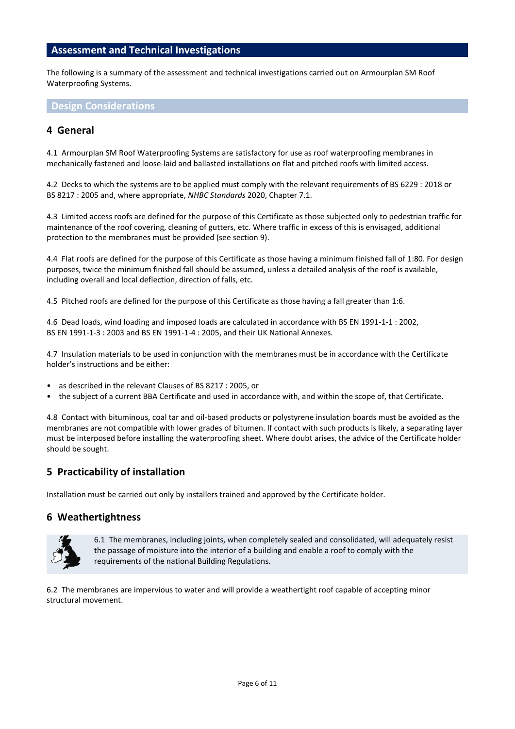## Assessment and Technical Investigations

The following is a summary of the assessment and technical investigations carried out on Armourplan SM Roof Waterproofing Systems.

### Design Considerations

## 4 General

4.1 Armourplan SM Roof Waterproofing Systems are satisfactory for use as roof waterproofing membranes in mechanically fastened and loose-laid and ballasted installations on flat and pitched roofs with limited access.

4.2 Decks to which the systems are to be applied must comply with the relevant requirements of BS 6229 : 2018 or BS 8217 : 2005 and, where appropriate, *NHBC Standards* 2020, Chapter 7.1.

4.3 Limited access roofs are defined for the purpose of this Certificate as those subjected only to pedestrian traffic for maintenance of the roof covering, cleaning of gutters, etc. Where traffic in excess of this is envisaged, additional protection to the membranes must be provided (see section 9).

4.4 Flat roofs are defined for the purpose of this Certificate as those having a minimum finished fall of 1:80. For design purposes, twice the minimum finished fall should be assumed, unless a detailed analysis of the roof is available, including overall and local deflection, direction of falls, etc.

4.5 Pitched roofs are defined for the purpose of this Certificate as those having a fall greater than 1:6.

4.6 Dead loads, wind loading and imposed loads are calculated in accordance with BS EN 1991-1-1 : 2002, BS EN 1991-1-3 : 2003 and BS EN 1991-1-4 : 2005, and their UK National Annexes.

4.7 Insulation materials to be used in conjunction with the membranes must be in accordance with the Certificate holder's instructions and be either:

- as described in the relevant Clauses of BS 8217 : 2005, or
- the subject of a current BBA Certificate and used in accordance with, and within the scope of, that Certificate.

4.8 Contact with bituminous, coal tar and oil-based products or polystyrene insulation boards must be avoided as the membranes are not compatible with lower grades of bitumen. If contact with such products is likely, a separating layer must be interposed before installing the waterproofing sheet. Where doubt arises, the advice of the Certificate holder should be sought.

## 5 Practicability of installation

Installation must be carried out only by installers trained and approved by the Certificate holder.

## 6 Weathertightness

6.1 The membranes, including joints, when completely sealed and consolidated, will adequately resist the passage of moisture into the interior of a building and enable a roof to comply with the requirements of the national Building Regulations.

6.2 The membranes are impervious to water and will provide a weathertight roof capable of accepting minor structural movement.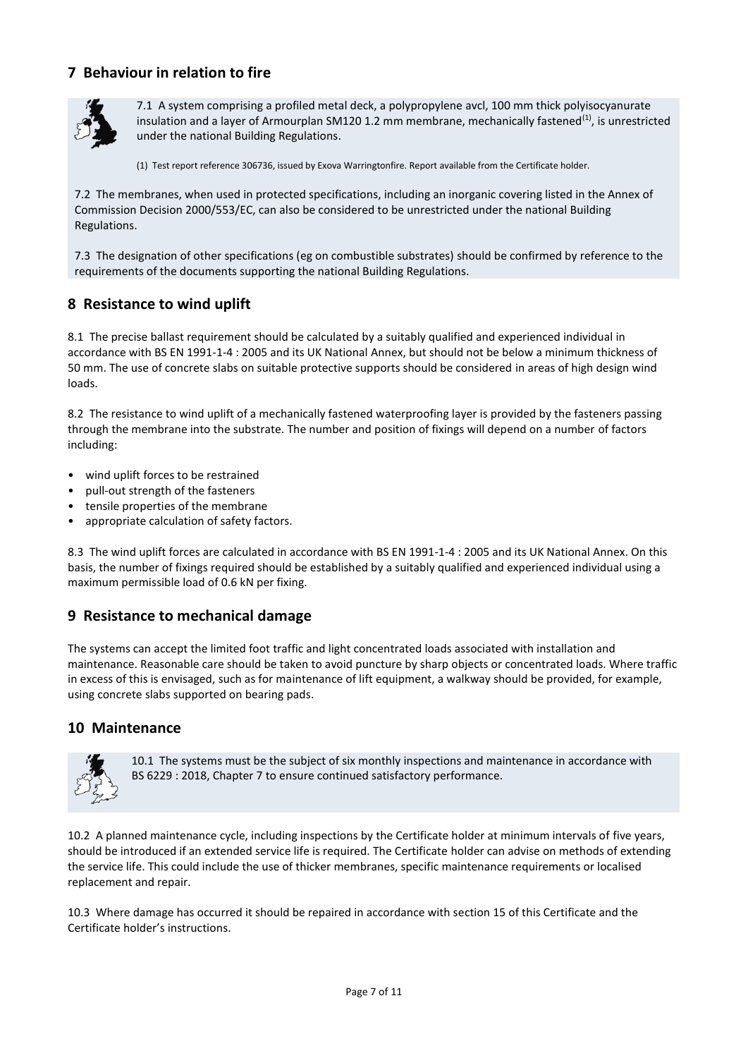## 7 Behaviour in relation to fire

7.1 A system comprising a profiled metal deck, a polypropylene avcl, 100 mm thick polyisocyanurate insulation and a layer of Armourplan SM120 1.2 mm membrane, mechanically fastened[1], is unrestricted under the national Building Regulations.

(1) Test report reference 306736, issued by Exova Warringtonfire. Report available from the Certificate holder.

7.2 The membranes, when used in protected specifications, including an inorganic covering listed in the Annex of Commission Decision 2000/553/EC, can also be considered to be unrestricted under the national Building Regulations.

7.3 The designation of other specifications (eg on combustible substrates) should be confirmed by reference to the requirements of the documents supporting the national Building Regulations.

## 8 Resistance to wind uplift

8.1 The precise ballast requirement should be calculated by a suitably qualified and experienced individual in accordance with BS EN 1991-1-4 : 2005 and its UK National Annex, but should not be below a minimum thickness of 50 mm. The use of concrete slabs on suitable protective supports should be considered in areas of high design wind loads.

8.2 The resistance to wind uplift of a mechanically fastened waterproofing layer is provided by the fasteners passing through the membrane into the substrate. The number and position of fixings will depend on a number of factors including:

- wind uplift forces to be restrained
- pull-out strength of the fasteners
- tensile properties of the membrane
- appropriate calculation of safety factors.

8.3 The wind uplift forces are calculated in accordance with BS EN 1991-1-4 : 2005 and its UK National Annex. On this basis, the number of fixings required should be established by a suitably qualified and experienced individual using a maximum permissible load of 0.6 kN per fixing.

## 9 Resistance to mechanical damage

The systems can accept the limited foot traffic and light concentrated loads associated with installation and maintenance. Reasonable care should be taken to avoid puncture by sharp objects or concentrated loads. Where traffic in excess of this is envisaged, such as for maintenance of lift equipment, a walkway should be provided, for example, using concrete slabs supported on bearing pads.

## 10 Maintenance

10.1 The systems must be the subject of six monthly inspections and maintenance in accordance with BS 6229 : 2018, Chapter 7 to ensure continued satisfactory performance.

10.2 A planned maintenance cycle, including inspections by the Certificate holder at minimum intervals of five years, should be introduced if an extended service life is required. The Certificate holder can advise on methods of extending the service life. This could include the use of thicker membranes, specific maintenance requirements or localised replacement and repair.

10.3 Where damage has occurred it should be repaired in accordance with section 15 of this Certificate and the Certificate holder's instructions.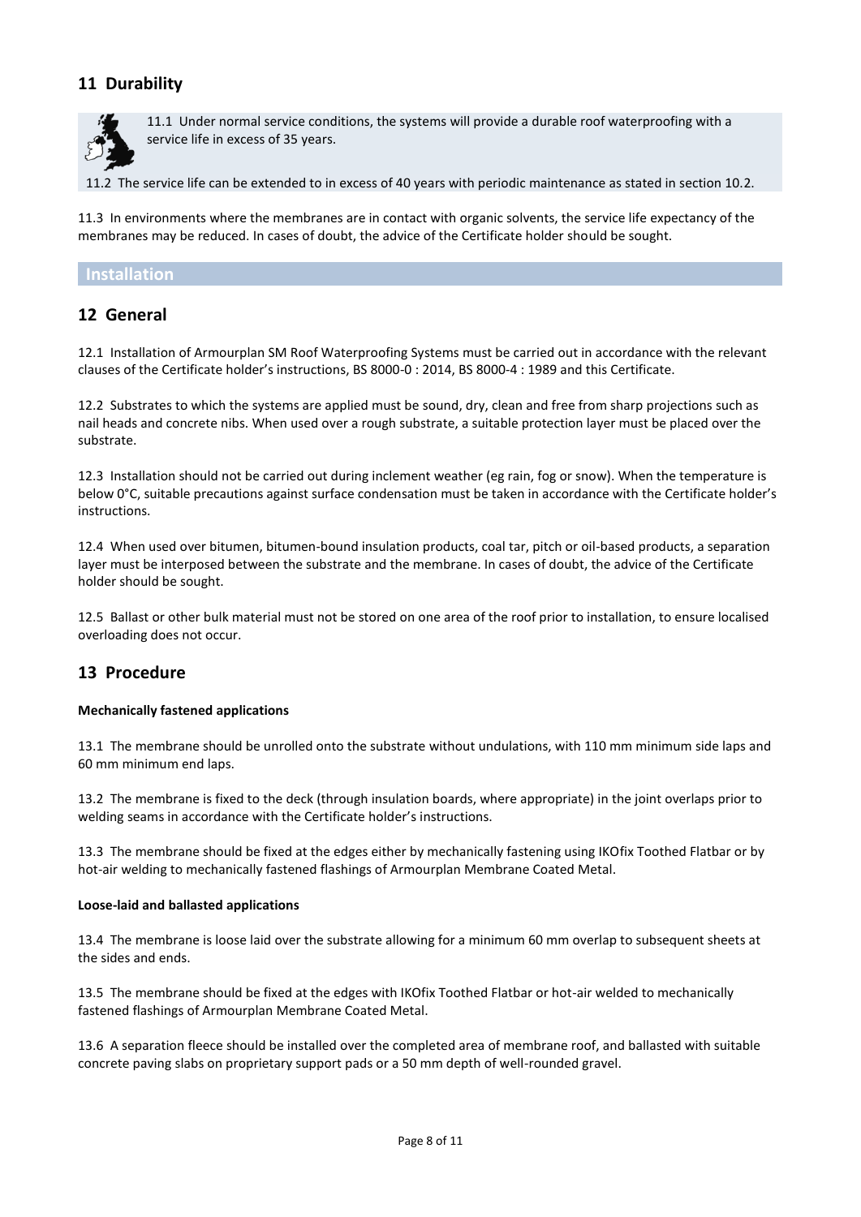## 11 Durability

11.1 Under normal service conditions, the systems will provide a durable roof waterproofing with a service life in excess of 35 years.

11.2 The service life can be extended to in excess of 40 years with periodic maintenance as stated in section 10.2.

11.3 In environments where the membranes are in contact with organic solvents, the service life expectancy of the membranes may be reduced. In cases of doubt, the advice of the Certificate holder should be sought.

# Installation

## 12 General

12.1 Installation of Armourplan SM Roof Waterproofing Systems must be carried out in accordance with the relevant clauses of the Certificate holder's instructions, BS 8000-0 : 2014, BS 8000-4 : 1989 and this Certificate.

12.2 Substrates to which the systems are applied must be sound, dry, clean and free from sharp projections such as nail heads and concrete nibs. When used over a rough substrate, a suitable protection layer must be placed over the substrate.

12.3 Installation should not be carried out during inclement weather (eg rain, fog or snow). When the temperature is below 0°C, suitable precautions against surface condensation must be taken in accordance with the Certificate holder's instructions.

12.4 When used over bitumen, bitumen-bound insulation products, coal tar, pitch or oil-based products, a separation layer must be interposed between the substrate and the membrane. In cases of doubt, the advice of the Certificate holder should be sought.

12.5 Ballast or other bulk material must not be stored on one area of the roof prior to installation, to ensure localised overloading does not occur.

## 13 Procedure

**Mechanically fastened applications**

13.1 The membrane should be unrolled onto the substrate without undulations, with 110 mm minimum side laps and 60 mm minimum end laps.

13.2 The membrane is fixed to the deck (through insulation boards, where appropriate) in the joint overlaps prior to welding seams in accordance with the Certificate holder's instructions.

13.3 The membrane should be fixed at the edges either by mechanically fastening using IKOfix Toothed Flatbar or by hot-air welding to mechanically fastened flashings of Armourplan Membrane Coated Metal.

**Loose-laid and ballasted applications**

13.4 The membrane is loose laid over the substrate allowing for a minimum 60 mm overlap to subsequent sheets at the sides and ends.

13.5 The membrane should be fixed at the edges with IKOfix Toothed Flatbar or hot-air welded to mechanically fastened flashings of Armourplan Membrane Coated Metal.

13.6 A separation fleece should be installed over the completed area of membrane roof, and ballasted with suitable concrete paving slabs on proprietary support pads or a 50 mm depth of well-rounded gravel.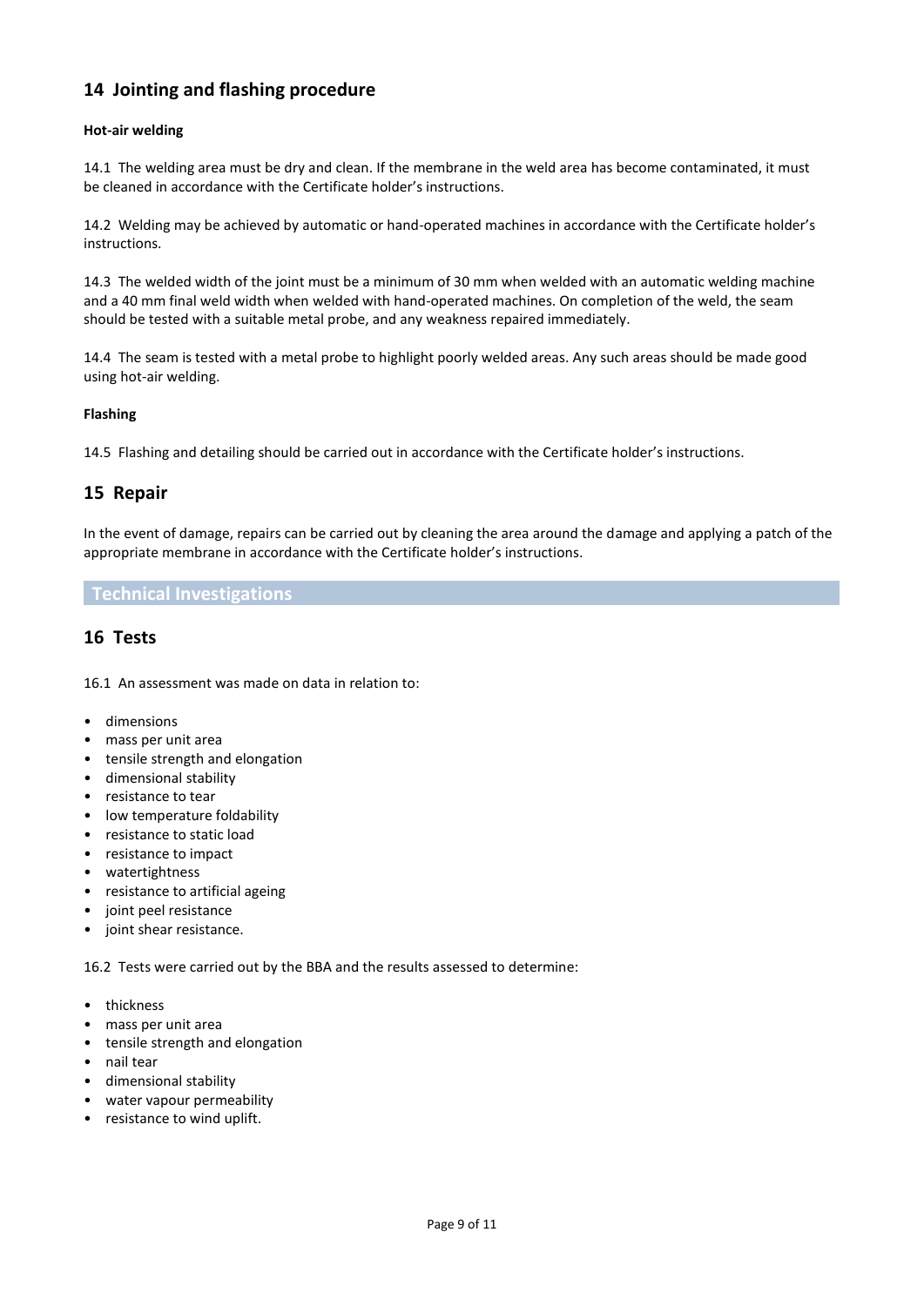## 14 Jointing and flashing procedure

**Hot-air welding**

14.1 The welding area must be dry and clean. If the membrane in the weld area has become contaminated, it must be cleaned in accordance with the Certificate holder's instructions.

14.2 Welding may be achieved by automatic or hand-operated machines in accordance with the Certificate holder's instructions.

14.3 The welded width of the joint must be a minimum of 30 mm when welded with an automatic welding machine and a 40 mm final weld width when welded with hand-operated machines. On completion of the weld, the seam should be tested with a suitable metal probe, and any weakness repaired immediately.

14.4 The seam is tested with a metal probe to highlight poorly welded areas. Any such areas should be made good using hot-air welding.

**Flashing**

14.5 Flashing and detailing should be carried out in accordance with the Certificate holder's instructions.

## 15 Repair

In the event of damage, repairs can be carried out by cleaning the area around the damage and applying a patch of the appropriate membrane in accordance with the Certificate holder's instructions.

# Technical Investigations

## 16 Tests

16.1 An assessment was made on data in relation to:

- dimensions
- mass per unit area
- tensile strength and elongation
- dimensional stability
- resistance to tear
- low temperature foldability
- resistance to static load
- resistance to impact
- watertightness
- resistance to artificial ageing
- joint peel resistance
- joint shear resistance.

16.2 Tests were carried out by the BBA and the results assessed to determine:

- thickness
- mass per unit area
- tensile strength and elongation
- nail tear
- dimensional stability
- water vapour permeability
- resistance to wind uplift.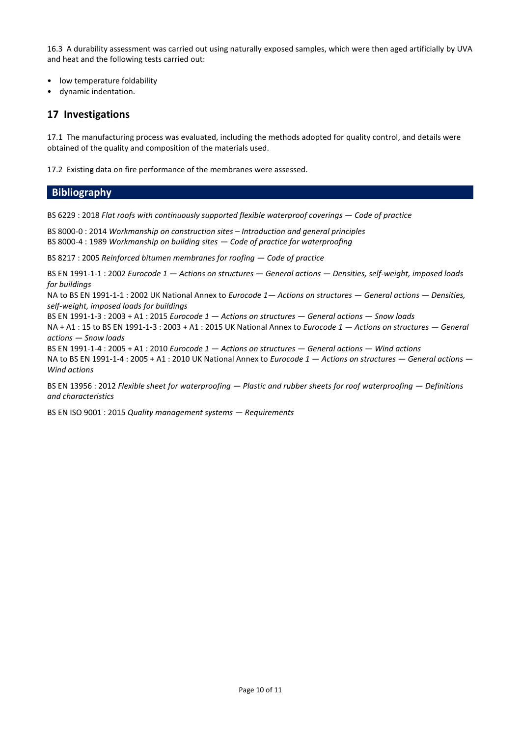16.3 A durability assessment was carried out using naturally exposed samples, which were then aged artificially by UVA and heat and the following tests carried out:

- low temperature foldability
- dynamic indentation.

## 17 Investigations

17.1 The manufacturing process was evaluated, including the methods adopted for quality control, and details were obtained of the quality and composition of the materials used.

17.2 Existing data on fire performance of the membranes were assessed.

## Bibliography

BS 6229 : 2018 *Flat roofs with continuously supported flexible waterproof coverings — Code of practice*

BS 8000-0 : 2014 *Workmanship on construction sites – Introduction and general principles*
BS 8000-4 : 1989 *Workmanship on building sites — Code of practice for waterproofing*

BS 8217 : 2005 *Reinforced bitumen membranes for roofing — Code of practice*

BS EN 1991-1-1 : 2002 *Eurocode 1 — Actions on structures — General actions — Densities, self-weight, imposed loads for buildings*
NA to BS EN 1991-1-1 : 2002 UK National Annex to *Eurocode 1— Actions on structures — General actions — Densities, self-weight, imposed loads for buildings*
BS EN 1991-1-3 : 2003 + A1 : 2015 *Eurocode 1 — Actions on structures — General actions — Snow loads*
NA + A1 : 15 to BS EN 1991-1-3 : 2003 + A1 : 2015 UK National Annex to *Eurocode 1 — Actions on structures — General actions — Snow loads*
BS EN 1991-1-4 : 2005 + A1 : 2010 *Eurocode 1 — Actions on structures — General actions — Wind actions*
NA to BS EN 1991-1-4 : 2005 + A1 : 2010 UK National Annex to *Eurocode 1 — Actions on structures — General actions — Wind actions*

BS EN 13956 : 2012 *Flexible sheet for waterproofing — Plastic and rubber sheets for roof waterproofing — Definitions and characteristics*

BS EN ISO 9001 : 2015 *Quality management systems — Requirements*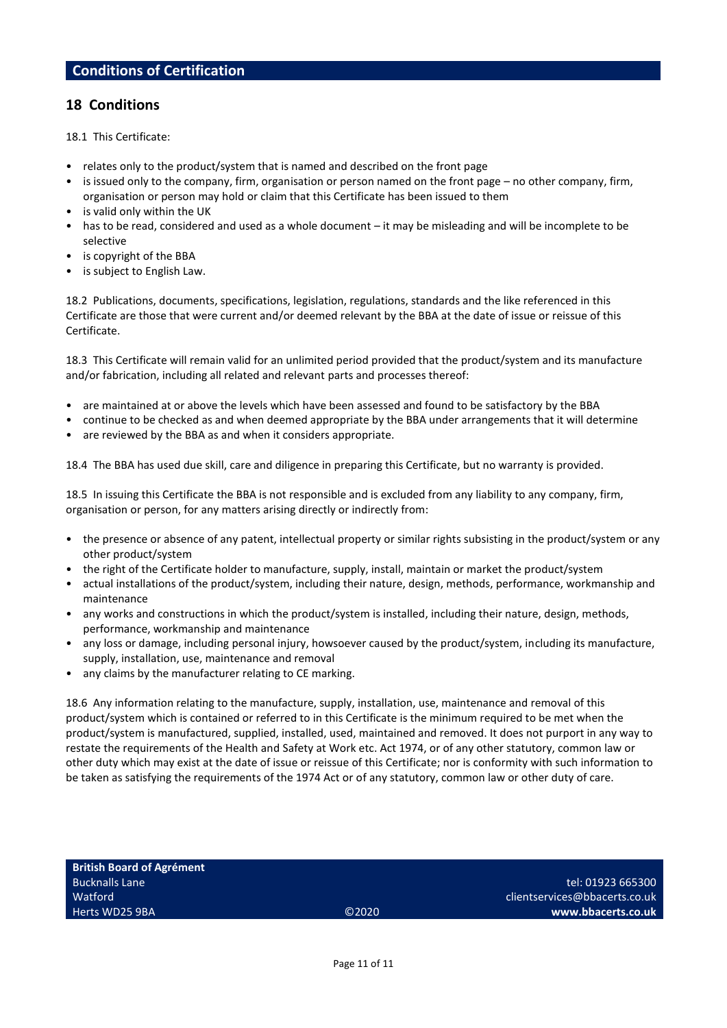## Conditions of Certification

### 18 Conditions

18.1 This Certificate:

- relates only to the product/system that is named and described on the front page
- is issued only to the company, firm, organisation or person named on the front page – no other company, firm, organisation or person may hold or claim that this Certificate has been issued to them
- is valid only within the UK
- has to be read, considered and used as a whole document – it may be misleading and will be incomplete to be selective
- is copyright of the BBA
- is subject to English Law.

18.2 Publications, documents, specifications, legislation, regulations, standards and the like referenced in this Certificate are those that were current and/or deemed relevant by the BBA at the date of issue or reissue of this Certificate.

18.3 This Certificate will remain valid for an unlimited period provided that the product/system and its manufacture and/or fabrication, including all related and relevant parts and processes thereof:

- are maintained at or above the levels which have been assessed and found to be satisfactory by the BBA
- continue to be checked as and when deemed appropriate by the BBA under arrangements that it will determine
- are reviewed by the BBA as and when it considers appropriate.

18.4 The BBA has used due skill, care and diligence in preparing this Certificate, but no warranty is provided.

18.5 In issuing this Certificate the BBA is not responsible and is excluded from any liability to any company, firm, organisation or person, for any matters arising directly or indirectly from:

- the presence or absence of any patent, intellectual property or similar rights subsisting in the product/system or any other product/system
- the right of the Certificate holder to manufacture, supply, install, maintain or market the product/system
- actual installations of the product/system, including their nature, design, methods, performance, workmanship and maintenance
- any works and constructions in which the product/system is installed, including their nature, design, methods, performance, workmanship and maintenance
- any loss or damage, including personal injury, howsoever caused by the product/system, including its manufacture, supply, installation, use, maintenance and removal
- any claims by the manufacturer relating to CE marking.

18.6 Any information relating to the manufacture, supply, installation, use, maintenance and removal of this product/system which is contained or referred to in this Certificate is the minimum required to be met when the product/system is manufactured, supplied, installed, used, maintained and removed. It does not purport in any way to restate the requirements of the Health and Safety at Work etc. Act 1974, or of any other statutory, common law or other duty which may exist at the date of issue or reissue of this Certificate; nor is conformity with such information to be taken as satisfying the requirements of the 1974 Act or of any statutory, common law or other duty of care.

**British Board of Agrément**
Bucknalls Lane
Watford
Herts WD25 9BA

©2020

tel: 01923 665300
clientservices@bbacerts.co.uk
**www.bbacerts.co.uk**